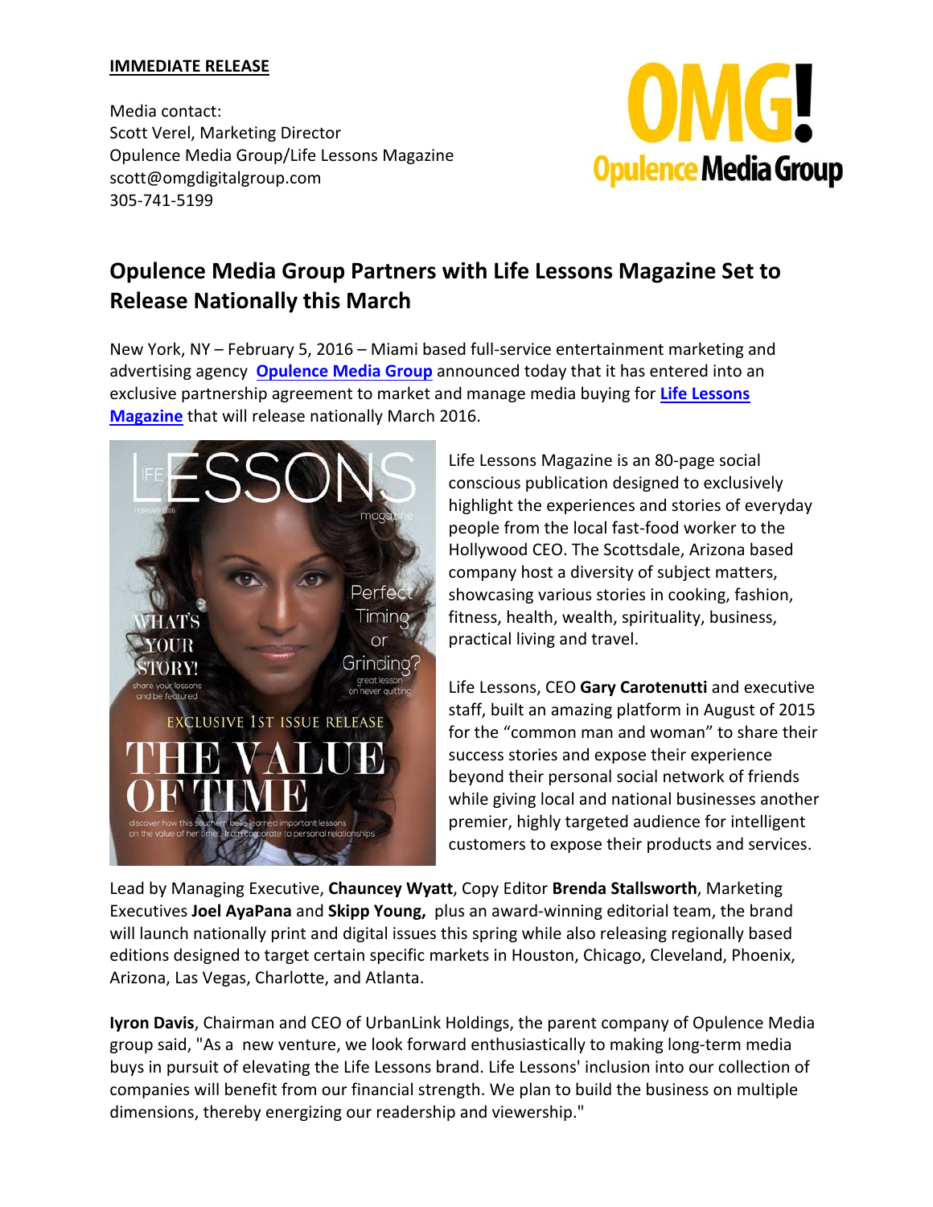**IMMEDIATE RELEASE**

Media contact:
Scott Verel, Marketing Director
Opulence Media Group/Life Lessons Magazine
scott@omgdigitalgroup.com
305-741-5199

# Opulence Media Group Partners with Life Lessons Magazine Set to Release Nationally this March

New York, NY – February 5, 2016 – Miami based full-service entertainment marketing and advertising agency **Opulence Media Group** announced today that it has entered into an exclusive partnership agreement to market and manage media buying for **Life Lessons Magazine** that will release nationally March 2016.

Life Lessons Magazine is an 80-page social conscious publication designed to exclusively highlight the experiences and stories of everyday people from the local fast-food worker to the Hollywood CEO. The Scottsdale, Arizona based company host a diversity of subject matters, showcasing various stories in cooking, fashion, fitness, health, wealth, spirituality, business, practical living and travel.

Life Lessons, CEO **Gary Carotenutti** and executive staff, built an amazing platform in August of 2015 for the "common man and woman" to share their success stories and expose their experience beyond their personal social network of friends while giving local and national businesses another premier, highly targeted audience for intelligent customers to expose their products and services.

Lead by Managing Executive, **Chauncey Wyatt**, Copy Editor **Brenda Stallsworth**, Marketing Executives **Joel AyaPana** and **Skipp Young,** plus an award-winning editorial team, the brand will launch nationally print and digital issues this spring while also releasing regionally based editions designed to target certain specific markets in Houston, Chicago, Cleveland, Phoenix, Arizona, Las Vegas, Charlotte, and Atlanta.

**Iyron Davis**, Chairman and CEO of UrbanLink Holdings, the parent company of Opulence Media group said, "As a new venture, we look forward enthusiastically to making long-term media buys in pursuit of elevating the Life Lessons brand. Life Lessons' inclusion into our collection of companies will benefit from our financial strength. We plan to build the business on multiple dimensions, thereby energizing our readership and viewership."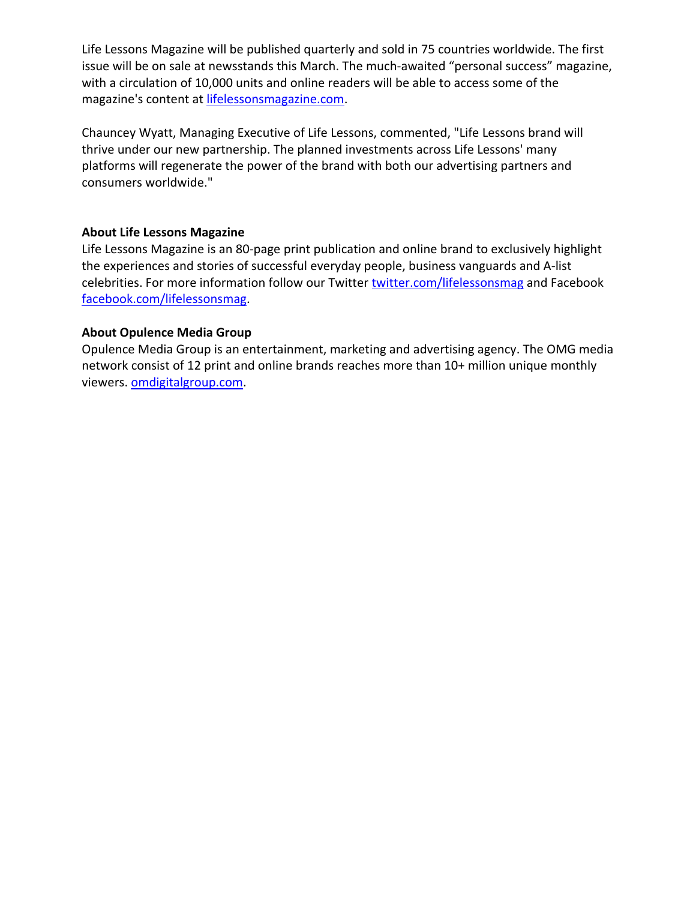Life Lessons Magazine will be published quarterly and sold in 75 countries worldwide. The first issue will be on sale at newsstands this March. The much-awaited "personal success" magazine, with a circulation of 10,000 units and online readers will be able to access some of the magazine's content at lifelessonsmagazine.com.

Chauncey Wyatt, Managing Executive of Life Lessons, commented, "Life Lessons brand will thrive under our new partnership. The planned investments across Life Lessons' many platforms will regenerate the power of the brand with both our advertising partners and consumers worldwide."

**About Life Lessons Magazine**
Life Lessons Magazine is an 80-page print publication and online brand to exclusively highlight the experiences and stories of successful everyday people, business vanguards and A-list celebrities. For more information follow our Twitter twitter.com/lifelessonsmag and Facebook facebook.com/lifelessonsmag.

**About Opulence Media Group**
Opulence Media Group is an entertainment, marketing and advertising agency. The OMG media network consist of 12 print and online brands reaches more than 10+ million unique monthly viewers. omdigitalgroup.com.